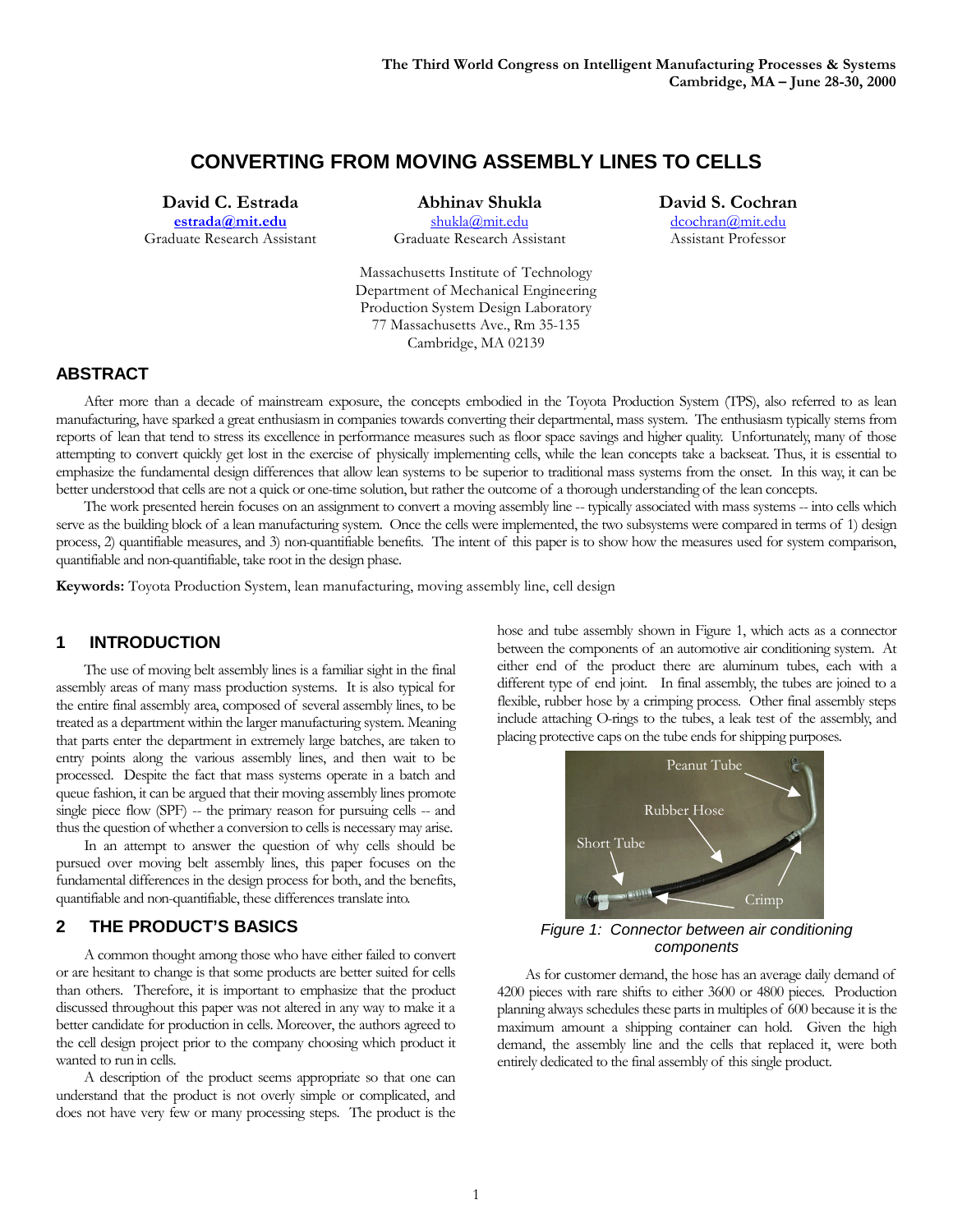# CONVERTING FROM MOVING ASSEMBLY LINES TO CELLS

**David C. Estrada**
estrada@mit.edu
Graduate Research Assistant

**Abhinav Shukla**
shukla@mit.edu
Graduate Research Assistant

**David S. Cochran**
dcochran@mit.edu
Assistant Professor

Massachusetts Institute of Technology
Department of Mechanical Engineering
Production System Design Laboratory
77 Massachusetts Ave., Rm 35-135
Cambridge, MA 02139

## ABSTRACT

After more than a decade of mainstream exposure, the concepts embodied in the Toyota Production System (TPS), also referred to as lean manufacturing, have sparked a great enthusiasm in companies towards converting their departmental, mass system. The enthusiasm typically stems from reports of lean that tend to stress its excellence in performance measures such as floor space savings and higher quality. Unfortunately, many of those attempting to convert quickly get lost in the exercise of physically implementing cells, while the lean concepts take a backseat. Thus, it is essential to emphasize the fundamental design differences that allow lean systems to be superior to traditional mass systems from the onset. In this way, it can be better understood that cells are not a quick or one-time solution, but rather the outcome of a thorough understanding of the lean concepts.

The work presented herein focuses on an assignment to convert a moving assembly line -- typically associated with mass systems -- into cells which serve as the building block of a lean manufacturing system. Once the cells were implemented, the two subsystems were compared in terms of 1) design process, 2) quantifiable measures, and 3) non-quantifiable benefits. The intent of this paper is to show how the measures used for system comparison, quantifiable and non-quantifiable, take root in the design phase.

**Keywords:** Toyota Production System, lean manufacturing, moving assembly line, cell design

## 1 INTRODUCTION

The use of moving belt assembly lines is a familiar sight in the final assembly areas of many mass production systems. It is also typical for the entire final assembly area, composed of several assembly lines, to be treated as a department within the larger manufacturing system. Meaning that parts enter the department in extremely large batches, are taken to entry points along the various assembly lines, and then wait to be processed. Despite the fact that mass systems operate in a batch and queue fashion, it can be argued that their moving assembly lines promote single piece flow (SPF) -- the primary reason for pursuing cells -- and thus the question of whether a conversion to cells is necessary may arise.

In an attempt to answer the question of why cells should be pursued over moving belt assembly lines, this paper focuses on the fundamental differences in the design process for both, and the benefits, quantifiable and non-quantifiable, these differences translate into.

## 2 THE PRODUCT'S BASICS

A common thought among those who have either failed to convert or are hesitant to change is that some products are better suited for cells than others. Therefore, it is important to emphasize that the product discussed throughout this paper was not altered in any way to make it a better candidate for production in cells. Moreover, the authors agreed to the cell design project prior to the company choosing which product it wanted to run in cells.

A description of the product seems appropriate so that one can understand that the product is not overly simple or complicated, and does not have very few or many processing steps. The product is the hose and tube assembly shown in Figure 1, which acts as a connector between the components of an automotive air conditioning system. At either end of the product there are aluminum tubes, each with a different type of end joint. In final assembly, the tubes are joined to a flexible, rubber hose by a crimping process. Other final assembly steps include attaching O-rings to the tubes, a leak test of the assembly, and placing protective caps on the tube ends for shipping purposes.

*Figure 1: Connector between air conditioning components*

As for customer demand, the hose has an average daily demand of 4200 pieces with rare shifts to either 3600 or 4800 pieces. Production planning always schedules these parts in multiples of 600 because it is the maximum amount a shipping container can hold. Given the high demand, the assembly line and the cells that replaced it, were both entirely dedicated to the final assembly of this single product.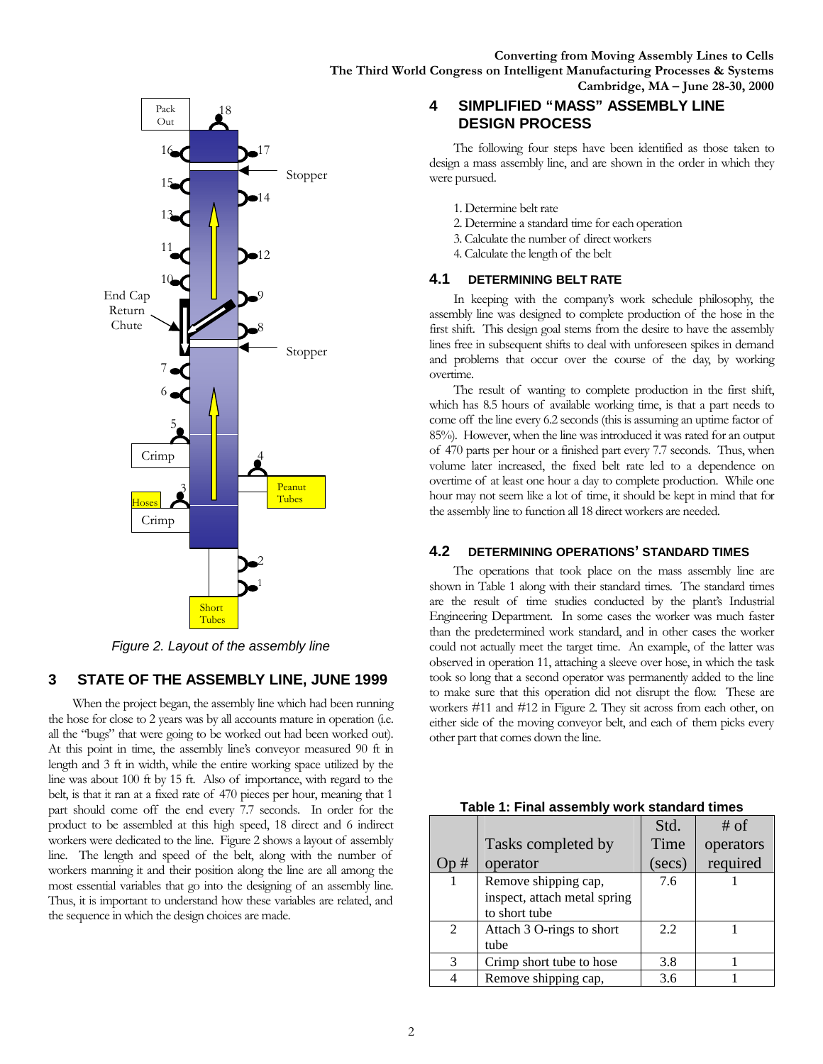Pack Out
18
16
17
Stopper
15
14
13
11
12
10
9
End Cap Return Chute
8
Stopper
7
6
5
Crimp
4
Peanut Tubes
Hoses
3
Crimp
2
1
Short Tubes

*Figure 2. Layout of the assembly line*

## 3 STATE OF THE ASSEMBLY LINE, JUNE 1999

When the project began, the assembly line which had been running the hose for close to 2 years was by all accounts mature in operation (i.e. all the "bugs" that were going to be worked out had been worked out). At this point in time, the assembly line's conveyor measured 90 ft in length and 3 ft in width, while the entire working space utilized by the line was about 100 ft by 15 ft. Also of importance, with regard to the belt, is that it ran at a fixed rate of 470 pieces per hour, meaning that 1 part should come off the end every 7.7 seconds. In order for the product to be assembled at this high speed, 18 direct and 6 indirect workers were dedicated to the line. Figure 2 shows a layout of assembly line. The length and speed of the belt, along with the number of workers manning it and their position along the line are all among the most essential variables that go into the designing of an assembly line. Thus, it is important to understand how these variables are related, and the sequence in which the design choices are made.

## 4 SIMPLIFIED "MASS" ASSEMBLY LINE DESIGN PROCESS

The following four steps have been identified as those taken to design a mass assembly line, and are shown in the order in which they were pursued.

1. Determine belt rate
2. Determine a standard time for each operation
3. Calculate the number of direct workers
4. Calculate the length of the belt

### 4.1 DETERMINING BELT RATE

In keeping with the company's work schedule philosophy, the assembly line was designed to complete production of the hose in the first shift. This design goal stems from the desire to have the assembly lines free in subsequent shifts to deal with unforeseen spikes in demand and problems that occur over the course of the day, by working overtime.

The result of wanting to complete production in the first shift, which has 8.5 hours of available working time, is that a part needs to come off the line every 6.2 seconds (this is assuming an uptime factor of 85%). However, when the line was introduced it was rated for an output of 470 parts per hour or a finished part every 7.7 seconds. Thus, when volume later increased, the fixed belt rate led to a dependence on overtime of at least one hour a day to complete production. While one hour may not seem like a lot of time, it should be kept in mind that for the assembly line to function all 18 direct workers are needed.

### 4.2 DETERMINING OPERATIONS' STANDARD TIMES

The operations that took place on the mass assembly line are shown in Table 1 along with their standard times. The standard times are the result of time studies conducted by the plant's Industrial Engineering Department. In some cases the worker was much faster than the predetermined work standard, and in other cases the worker could not actually meet the target time. An example, of the latter was observed in operation 11, attaching a sleeve over hose, in which the task took so long that a second operator was permanently added to the line to make sure that this operation did not disrupt the flow. These are workers #11 and #12 in Figure 2. They sit across from each other, on either side of the moving conveyor belt, and each of them picks every other part that comes down the line.

**Table 1: Final assembly work standard times**

| Op # | Tasks completed by operator | Std. Time (secs) | # of operators required |
|---|---|---|---|
| 1 | Remove shipping cap, inspect, attach metal spring to short tube | 7.6 | 1 |
| 2 | Attach 3 O-rings to short tube | 2.2 | 1 |
| 3 | Crimp short tube to hose | 3.8 | 1 |
| 4 | Remove shipping cap, | 3.6 | 1 |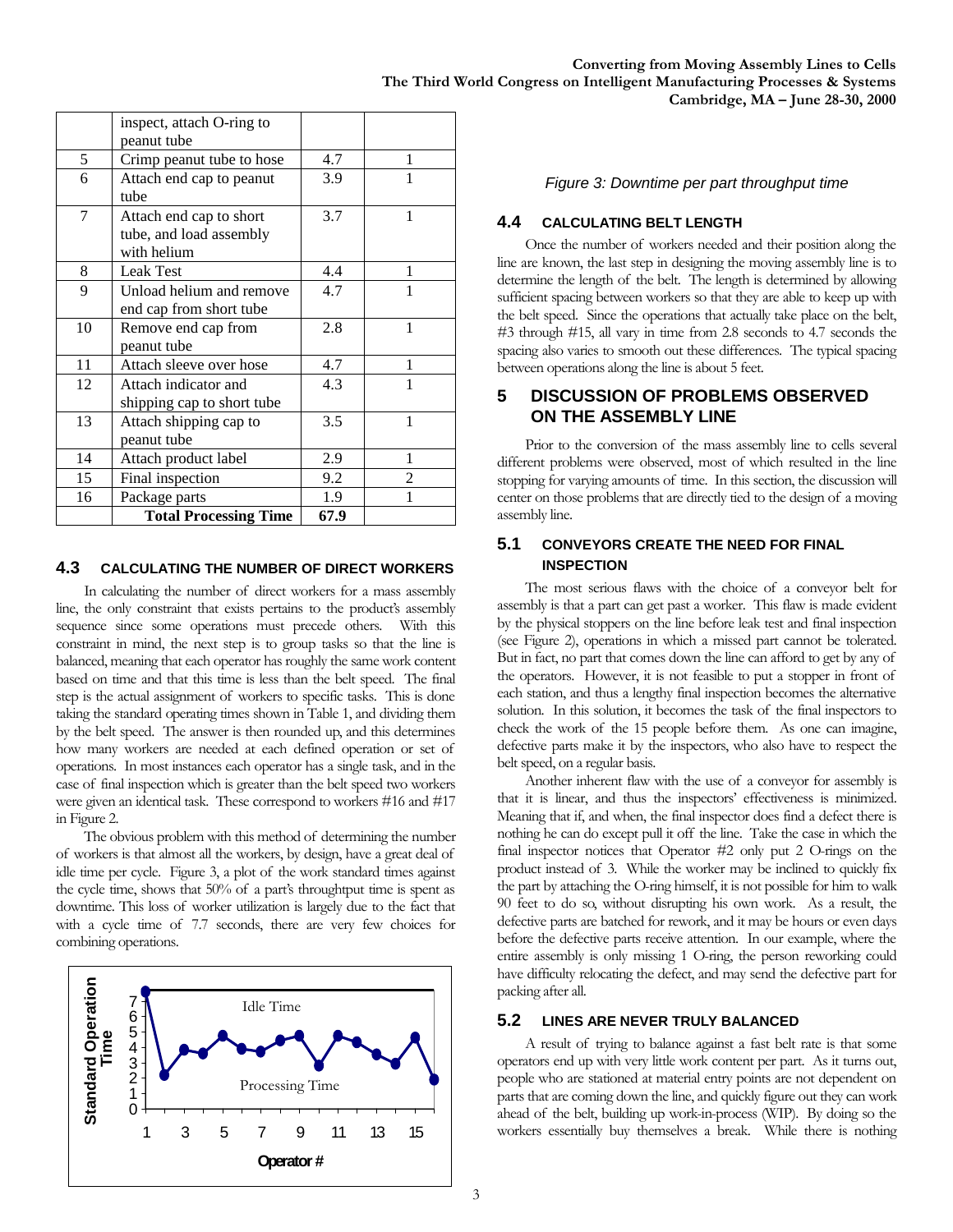| | | | |
|---|---|---|---|
| | inspect, attach O-ring to peanut tube | | |
| 5 | Crimp peanut tube to hose | 4.7 | 1 |
| 6 | Attach end cap to peanut tube | 3.9 | 1 |
| 7 | Attach end cap to short tube, and load assembly with helium | 3.7 | 1 |
| 8 | Leak Test | 4.4 | 1 |
| 9 | Unload helium and remove end cap from short tube | 4.7 | 1 |
| 10 | Remove end cap from peanut tube | 2.8 | 1 |
| 11 | Attach sleeve over hose | 4.7 | 1 |
| 12 | Attach indicator and shipping cap to short tube | 4.3 | 1 |
| 13 | Attach shipping cap to peanut tube | 3.5 | 1 |
| 14 | Attach product label | 2.9 | 1 |
| 15 | Final inspection | 9.2 | 2 |
| 16 | Package parts | 1.9 | 1 |
| | **Total Processing Time** | **67.9** | |

### 4.3 CALCULATING THE NUMBER OF DIRECT WORKERS

In calculating the number of direct workers for a mass assembly line, the only constraint that exists pertains to the product's assembly sequence since some operations must precede others. With this constraint in mind, the next step is to group tasks so that the line is balanced, meaning that each operator has roughly the same work content based on time and that this time is less than the belt speed. The final step is the actual assignment of workers to specific tasks. This is done taking the standard operating times shown in Table 1, and dividing them by the belt speed. The answer is then rounded up, and this determines how many workers are needed at each defined operation or set of operations. In most instances each operator has a single task, and in the case of final inspection which is greater than the belt speed two workers were given an identical task. These correspond to workers #16 and #17 in Figure 2.

The obvious problem with this method of determining the number of workers is that almost all the workers, by design, have a great deal of idle time per cycle. Figure 3, a plot of the work standard times against the cycle time, shows that 50% of a part's throughtput time is spent as downtime. This loss of worker utilization is largely due to the fact that with a cycle time of 7.7 seconds, there are very few choices for combining operations.

Standard Operation Time
7
6
5
4
3
2
1
0
Idle Time
Processing Time
1 3 5 7 9 11 13 15
Operator #

*Figure 3: Downtime per part throughput time*

### 4.4 CALCULATING BELT LENGTH

Once the number of workers needed and their position along the line are known, the last step in designing the moving assembly line is to determine the length of the belt. The length is determined by allowing sufficient spacing between workers so that they are able to keep up with the belt speed. Since the operations that actually take place on the belt, #3 through #15, all vary in time from 2.8 seconds to 4.7 seconds the spacing also varies to smooth out these differences. The typical spacing between operations along the line is about 5 feet.

## 5 DISCUSSION OF PROBLEMS OBSERVED ON THE ASSEMBLY LINE

Prior to the conversion of the mass assembly line to cells several different problems were observed, most of which resulted in the line stopping for varying amounts of time. In this section, the discussion will center on those problems that are directly tied to the design of a moving assembly line.

### 5.1 CONVEYORS CREATE THE NEED FOR FINAL INSPECTION

The most serious flaws with the choice of a conveyor belt for assembly is that a part can get past a worker. This flaw is made evident by the physical stoppers on the line before leak test and final inspection (see Figure 2), operations in which a missed part cannot be tolerated. But in fact, no part that comes down the line can afford to get by any of the operators. However, it is not feasible to put a stopper in front of each station, and thus a lengthy final inspection becomes the alternative solution. In this solution, it becomes the task of the final inspectors to check the work of the 15 people before them. As one can imagine, defective parts make it by the inspectors, who also have to respect the belt speed, on a regular basis.

Another inherent flaw with the use of a conveyor for assembly is that it is linear, and thus the inspectors' effectiveness is minimized. Meaning that if, and when, the final inspector does find a defect there is nothing he can do except pull it off the line. Take the case in which the final inspector notices that Operator #2 only put 2 O-rings on the product instead of 3. While the worker may be inclined to quickly fix the part by attaching the O-ring himself, it is not possible for him to walk 90 feet to do so, without disrupting his own work. As a result, the defective parts are batched for rework, and it may be hours or even days before the defective parts receive attention. In our example, where the entire assembly is only missing 1 O-ring, the person reworking could have difficulty relocating the defect, and may send the defective part for packing after all.

### 5.2 LINES ARE NEVER TRULY BALANCED

A result of trying to balance against a fast belt rate is that some operators end up with very little work content per part. As it turns out, people who are stationed at material entry points are not dependent on parts that are coming down the line, and quickly figure out they can work ahead of the belt, building up work-in-process (WIP). By doing so the workers essentially buy themselves a break. While there is nothing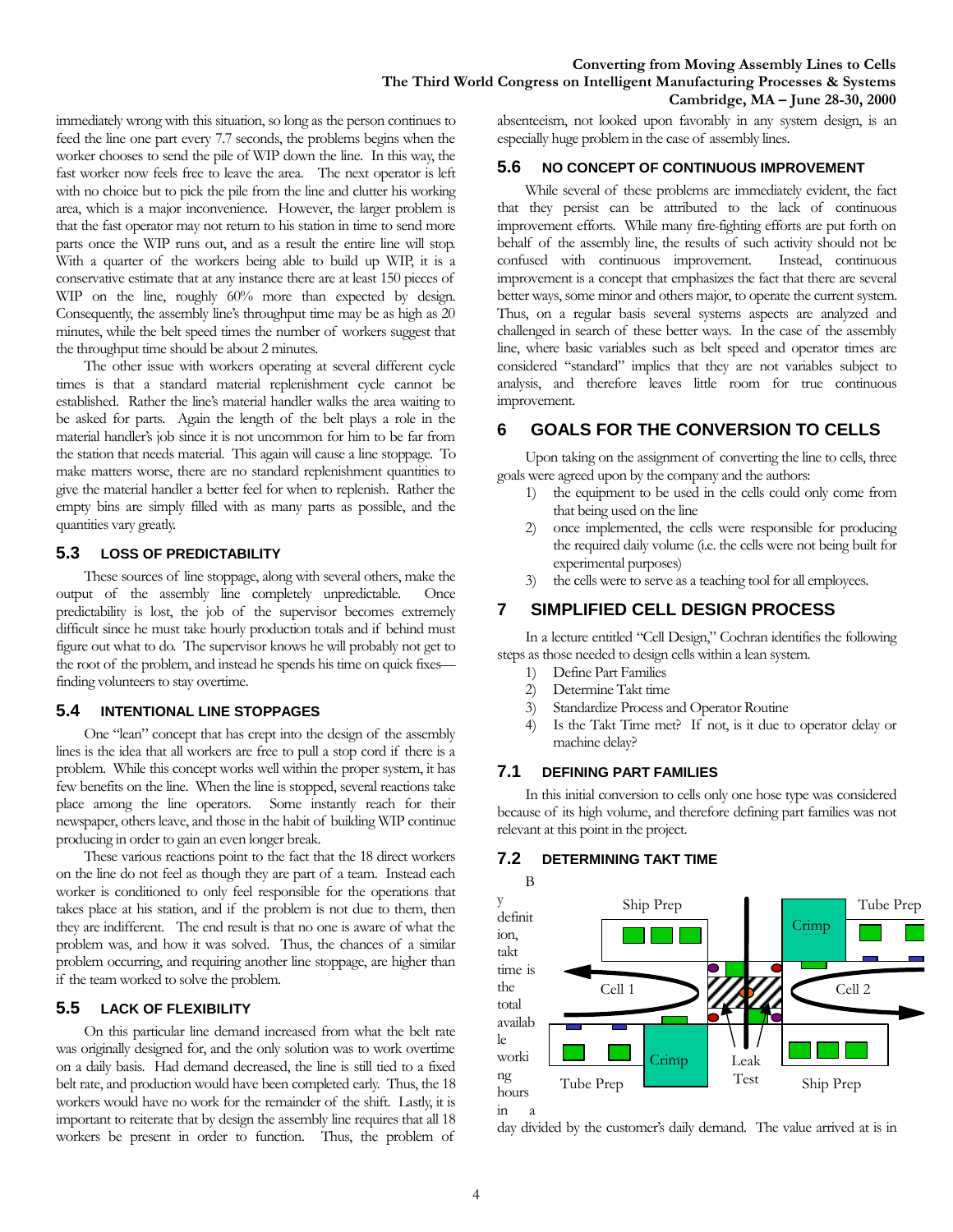immediately wrong with this situation, so long as the person continues to feed the line one part every 7.7 seconds, the problems begins when the worker chooses to send the pile of WIP down the line. In this way, the fast worker now feels free to leave the area. The next operator is left with no choice but to pick the pile from the line and clutter his working area, which is a major inconvenience. However, the larger problem is that the fast operator may not return to his station in time to send more parts once the WIP runs out, and as a result the entire line will stop. With a quarter of the workers being able to build up WIP, it is a conservative estimate that at any instance there are at least 150 pieces of WIP on the line, roughly 60% more than expected by design. Consequently, the assembly line's throughput time may be as high as 20 minutes, while the belt speed times the number of workers suggest that the throughput time should be about 2 minutes.

The other issue with workers operating at several different cycle times is that a standard material replenishment cycle cannot be established. Rather the line's material handler walks the area waiting to be asked for parts. Again the length of the belt plays a role in the material handler's job since it is not uncommon for him to be far from the station that needs material. This again will cause a line stoppage. To make matters worse, there are no standard replenishment quantities to give the material handler a better feel for when to replenish. Rather the empty bins are simply filled with as many parts as possible, and the quantities vary greatly.

### 5.3 LOSS OF PREDICTABILITY

These sources of line stoppage, along with several others, make the output of the assembly line completely unpredictable. Once predictability is lost, the job of the supervisor becomes extremely difficult since he must take hourly production totals and if behind must figure out what to do. The supervisor knows he will probably not get to the root of the problem, and instead he spends his time on quick fixes—finding volunteers to stay overtime.

### 5.4 INTENTIONAL LINE STOPPAGES

One "lean" concept that has crept into the design of the assembly lines is the idea that all workers are free to pull a stop cord if there is a problem. While this concept works well within the proper system, it has few benefits on the line. When the line is stopped, several reactions take place among the line operators. Some instantly reach for their newspaper, others leave, and those in the habit of building WIP continue producing in order to gain an even longer break.

These various reactions point to the fact that the 18 direct workers on the line do not feel as though they are part of a team. Instead each worker is conditioned to only feel responsible for the operations that takes place at his station, and if the problem is not due to them, then they are indifferent. The end result is that no one is aware of what the problem was, and how it was solved. Thus, the chances of a similar problem occurring, and requiring another line stoppage, are higher than if the team worked to solve the problem.

### 5.5 LACK OF FLEXIBILITY

On this particular line demand increased from what the belt rate was originally designed for, and the only solution was to work overtime on a daily basis. Had demand decreased, the line is still tied to a fixed belt rate, and production would have been completed early. Thus, the 18 workers would have no work for the remainder of the shift. Lastly, it is important to reiterate that by design the assembly line requires that all 18 workers be present in order to function. Thus, the problem of absenteeism, not looked upon favorably in any system design, is an especially huge problem in the case of assembly lines.

### 5.6 NO CONCEPT OF CONTINUOUS IMPROVEMENT

While several of these problems are immediately evident, the fact that they persist can be attributed to the lack of continuous improvement efforts. While many fire-fighting efforts are put forth on behalf of the assembly line, the results of such activity should not be confused with continuous improvement. Instead, continuous improvement is a concept that emphasizes the fact that there are several better ways, some minor and others major, to operate the current system. Thus, on a regular basis several systems aspects are analyzed and challenged in search of these better ways. In the case of the assembly line, where basic variables such as belt speed and operator times are considered "standard" implies that they are not variables subject to analysis, and therefore leaves little room for true continuous improvement.

## 6 GOALS FOR THE CONVERSION TO CELLS

Upon taking on the assignment of converting the line to cells, three goals were agreed upon by the company and the authors:

1) the equipment to be used in the cells could only come from that being used on the line
2) once implemented, the cells were responsible for producing the required daily volume (i.e. the cells were not being built for experimental purposes)
3) the cells were to serve as a teaching tool for all employees.

## 7 SIMPLIFIED CELL DESIGN PROCESS

In a lecture entitled "Cell Design," Cochran identifies the following steps as those needed to design cells within a lean system.

1) Define Part Families
2) Determine Takt time
3) Standardize Process and Operator Routine
4) Is the Takt Time met? If not, is it due to operator delay or machine delay?

### 7.1 DEFINING PART FAMILIES

In this initial conversion to cells only one hose type was considered because of its high volume, and therefore defining part families was not relevant at this point in the project.

### 7.2 DETERMINING TAKT TIME

Ship Prep
Crimp
Tube Prep
Cell 1
Cell 2
Crimp
Leak Test
Tube Prep
Ship Prep

By definition, takt time is the total available working hours in a day divided by the customer's daily demand. The value arrived at is in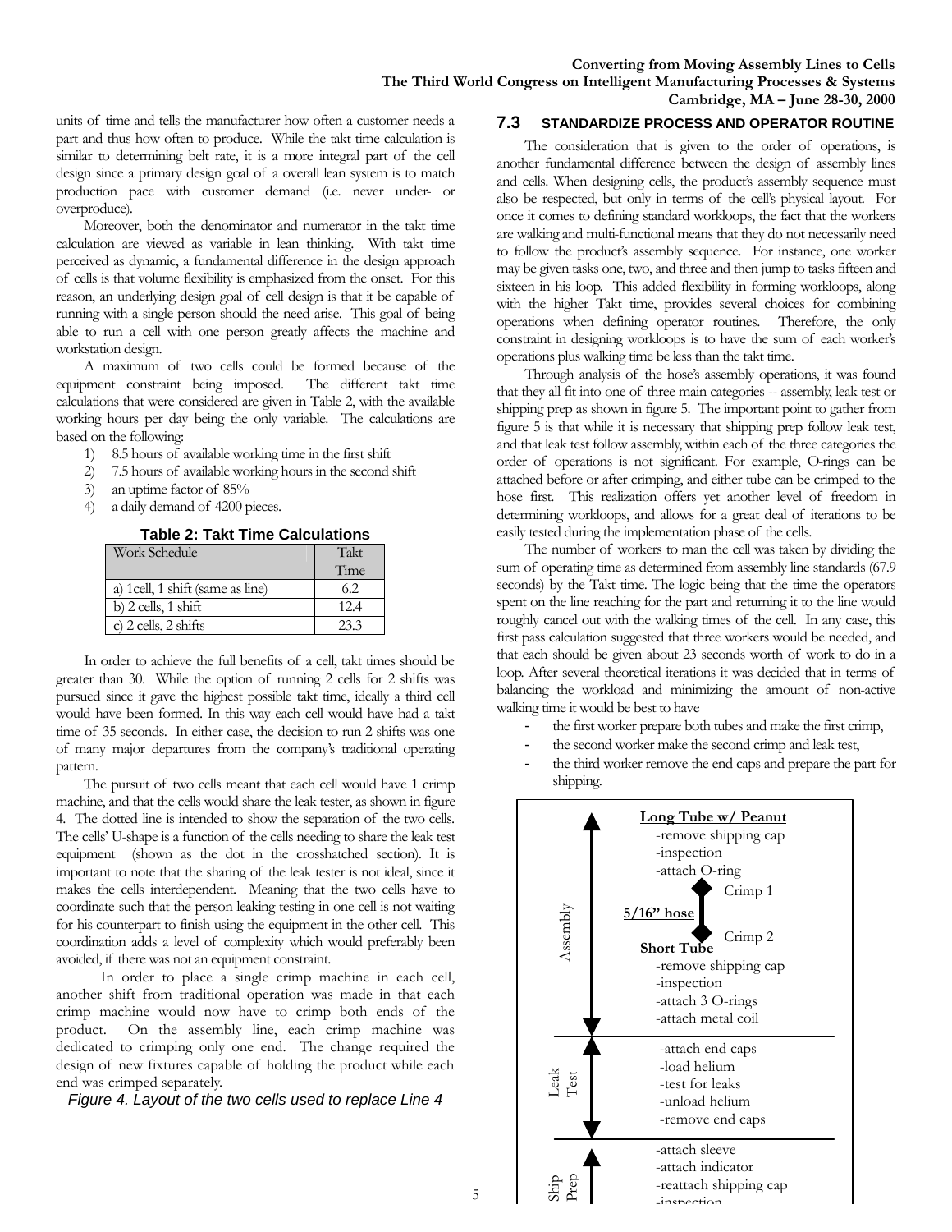units of time and tells the manufacturer how often a customer needs a part and thus how often to produce. While the takt time calculation is similar to determining belt rate, it is a more integral part of the cell design since a primary design goal of a overall lean system is to match production pace with customer demand (i.e. never under- or overproduce).

Moreover, both the denominator and numerator in the takt time calculation are viewed as variable in lean thinking. With takt time perceived as dynamic, a fundamental difference in the design approach of cells is that volume flexibility is emphasized from the onset. For this reason, an underlying design goal of cell design is that it be capable of running with a single person should the need arise. This goal of being able to run a cell with one person greatly affects the machine and workstation design.

A maximum of two cells could be formed because of the equipment constraint being imposed. The different takt time calculations that were considered are given in Table 2, with the available working hours per day being the only variable. The calculations are based on the following:

1) 8.5 hours of available working time in the first shift
2) 7.5 hours of available working hours in the second shift
3) an uptime factor of 85%
4) a daily demand of 4200 pieces.

**Table 2: Takt Time Calculations**

| Work Schedule | Takt Time |
|---|---|
| a) 1cell, 1 shift (same as line) | 6.2 |
| b) 2 cells, 1 shift | 12.4 |
| c) 2 cells, 2 shifts | 23.3 |

In order to achieve the full benefits of a cell, takt times should be greater than 30. While the option of running 2 cells for 2 shifts was pursued since it gave the highest possible takt time, ideally a third cell would have been formed. In this way each cell would have had a takt time of 35 seconds. In either case, the decision to run 2 shifts was one of many major departures from the company's traditional operating pattern.

The pursuit of two cells meant that each cell would have 1 crimp machine, and that the cells would share the leak tester, as shown in figure 4. The dotted line is intended to show the separation of the two cells. The cells' U-shape is a function of the cells needing to share the leak test equipment (shown as the dot in the crosshatched section). It is important to note that the sharing of the leak tester is not ideal, since it makes the cells interdependent. Meaning that the two cells have to coordinate such that the person leaking testing in one cell is not waiting for his counterpart to finish using the equipment in the other cell. This coordination adds a level of complexity which would preferably been avoided, if there was not an equipment constraint.

In order to place a single crimp machine in each cell, another shift from traditional operation was made in that each crimp machine would now have to crimp both ends of the product. On the assembly line, each crimp machine was dedicated to crimping only one end. The change required the design of new fixtures capable of holding the product while each end was crimped separately.

*Figure 4. Layout of the two cells used to replace Line 4*

## 7.3 STANDARDIZE PROCESS AND OPERATOR ROUTINE

The consideration that is given to the order of operations, is another fundamental difference between the design of assembly lines and cells. When designing cells, the product's assembly sequence must also be respected, but only in terms of the cell's physical layout. For once it comes to defining standard workloops, the fact that the workers are walking and multi-functional means that they do not necessarily need to follow the product's assembly sequence. For instance, one worker may be given tasks one, two, and three and then jump to tasks fifteen and sixteen in his loop. This added flexibility in forming workloops, along with the higher Takt time, provides several choices for combining operations when defining operator routines. Therefore, the only constraint in designing workloops is to have the sum of each worker's operations plus walking time be less than the takt time.

Through analysis of the hose's assembly operations, it was found that they all fit into one of three main categories -- assembly, leak test or shipping prep as shown in figure 5. The important point to gather from figure 5 is that while it is necessary that shipping prep follow leak test, and that leak test follow assembly, within each of the three categories the order of operations is not significant. For example, O-rings can be attached before or after crimping, and either tube can be crimped to the hose first. This realization offers yet another level of freedom in determining workloops, and allows for a great deal of iterations to be easily tested during the implementation phase of the cells.

The number of workers to man the cell was taken by dividing the sum of operating time as determined from assembly line standards (67.9 seconds) by the Takt time. The logic being that the time the operators spent on the line reaching for the part and returning it to the line would roughly cancel out with the walking times of the cell. In any case, this first pass calculation suggested that three workers would be needed, and that each should be given about 23 seconds worth of work to do in a loop. After several theoretical iterations it was decided that in terms of balancing the workload and minimizing the amount of non-active walking time it would be best to have

- the first worker prepare both tubes and make the first crimp,
- the second worker make the second crimp and leak test,
- the third worker remove the end caps and prepare the part for shipping.

Assembly

**Long Tube w/ Peanut**
-remove shipping cap
-inspection
-attach O-ring

Crimp 1

**5/16" hose**

Crimp 2

**Short Tube**
-remove shipping cap
-inspection
-attach 3 O-rings
-attach metal coil

Leak Test

-attach end caps
-load helium
-test for leaks
-unload helium
-remove end caps

Ship Prep

-attach sleeve
-attach indicator
-reattach shipping cap
-inspection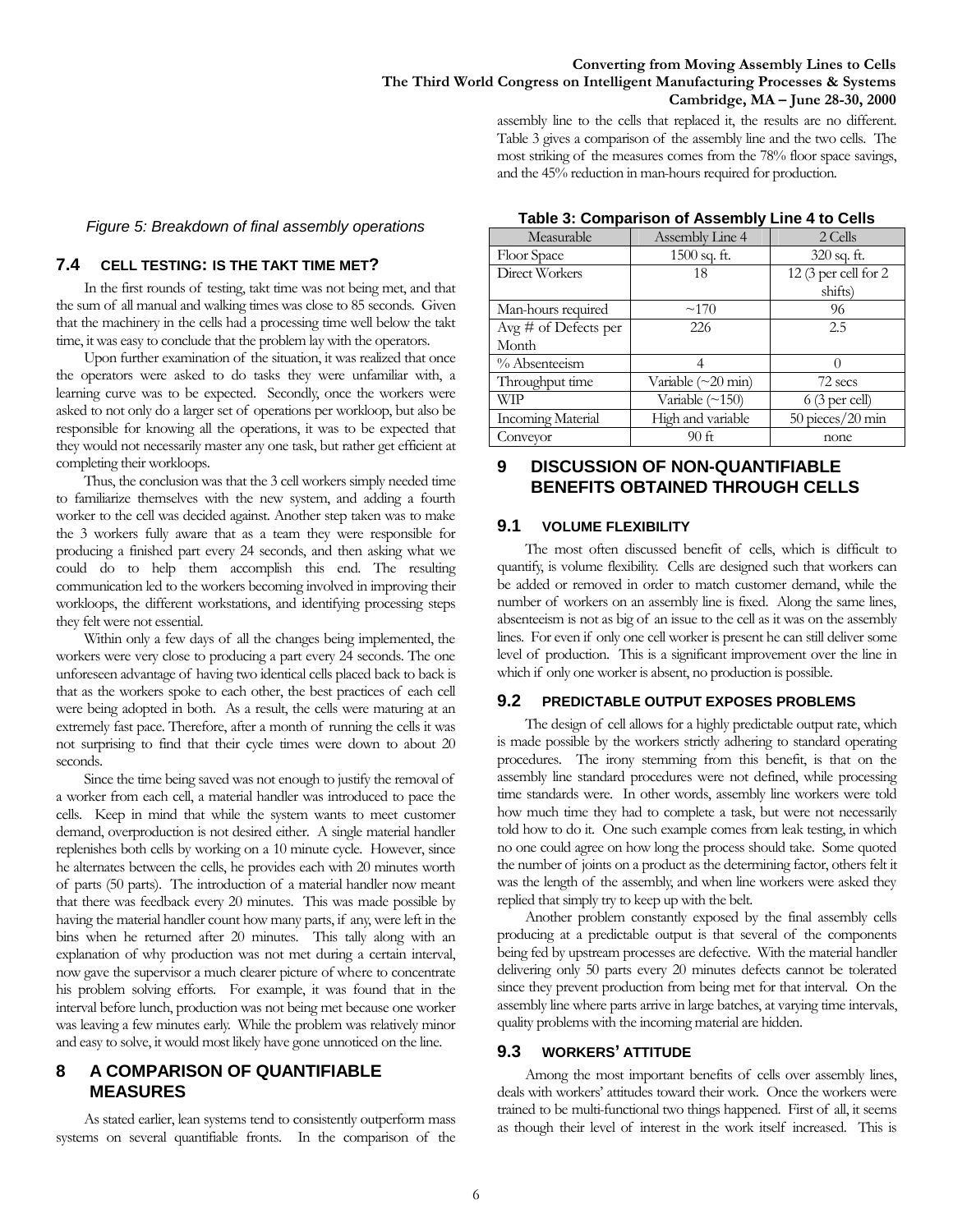*Figure 5: Breakdown of final assembly operations*

## 7.4 CELL TESTING: IS THE TAKT TIME MET?

In the first rounds of testing, takt time was not being met, and that the sum of all manual and walking times was close to 85 seconds. Given that the machinery in the cells had a processing time well below the takt time, it was easy to conclude that the problem lay with the operators.

Upon further examination of the situation, it was realized that once the operators were asked to do tasks they were unfamiliar with, a learning curve was to be expected. Secondly, once the workers were asked to not only do a larger set of operations per workloop, but also be responsible for knowing all the operations, it was to be expected that they would not necessarily master any one task, but rather get efficient at completing their workloops.

Thus, the conclusion was that the 3 cell workers simply needed time to familiarize themselves with the new system, and adding a fourth worker to the cell was decided against. Another step taken was to make the 3 workers fully aware that as a team they were responsible for producing a finished part every 24 seconds, and then asking what we could do to help them accomplish this end. The resulting communication led to the workers becoming involved in improving their workloops, the different workstations, and identifying processing steps they felt were not essential.

Within only a few days of all the changes being implemented, the workers were very close to producing a part every 24 seconds. The one unforeseen advantage of having two identical cells placed back to back is that as the workers spoke to each other, the best practices of each cell were being adopted in both. As a result, the cells were maturing at an extremely fast pace. Therefore, after a month of running the cells it was not surprising to find that their cycle times were down to about 20 seconds.

Since the time being saved was not enough to justify the removal of a worker from each cell, a material handler was introduced to pace the cells. Keep in mind that while the system wants to meet customer demand, overproduction is not desired either. A single material handler replenishes both cells by working on a 10 minute cycle. However, since he alternates between the cells, he provides each with 20 minutes worth of parts (50 parts). The introduction of a material handler now meant that there was feedback every 20 minutes. This was made possible by having the material handler count how many parts, if any, were left in the bins when he returned after 20 minutes. This tally along with an explanation of why production was not met during a certain interval, now gave the supervisor a much clearer picture of where to concentrate his problem solving efforts. For example, it was found that in the interval before lunch, production was not being met because one worker was leaving a few minutes early. While the problem was relatively minor and easy to solve, it would most likely have gone unnoticed on the line.

# 8 A COMPARISON OF QUANTIFIABLE MEASURES

As stated earlier, lean systems tend to consistently outperform mass systems on several quantifiable fronts. In the comparison of the assembly line to the cells that replaced it, the results are no different. Table 3 gives a comparison of the assembly line and the two cells. The most striking of the measures comes from the 78% floor space savings, and the 45% reduction in man-hours required for production.

**Table 3: Comparison of Assembly Line 4 to Cells**

| Measurable | Assembly Line 4 | 2 Cells |
|---|---|---|
| Floor Space | 1500 sq. ft. | 320 sq. ft. |
| Direct Workers | 18 | 12 (3 per cell for 2 shifts) |
| Man-hours required | ~170 | 96 |
| Avg # of Defects per Month | 226 | 2.5 |
| % Absenteeism | 4 | 0 |
| Throughput time | Variable (~20 min) | 72 secs |
| WIP | Variable (~150) | 6 (3 per cell) |
| Incoming Material | High and variable | 50 pieces/20 min |
| Conveyor | 90 ft | none |

# 9 DISCUSSION OF NON-QUANTIFIABLE BENEFITS OBTAINED THROUGH CELLS

## 9.1 VOLUME FLEXIBILITY

The most often discussed benefit of cells, which is difficult to quantify, is volume flexibility. Cells are designed such that workers can be added or removed in order to match customer demand, while the number of workers on an assembly line is fixed. Along the same lines, absenteeism is not as big of an issue to the cell as it was on the assembly lines. For even if only one cell worker is present he can still deliver some level of production. This is a significant improvement over the line in which if only one worker is absent, no production is possible.

## 9.2 PREDICTABLE OUTPUT EXPOSES PROBLEMS

The design of cell allows for a highly predictable output rate, which is made possible by the workers strictly adhering to standard operating procedures. The irony stemming from this benefit, is that on the assembly line standard procedures were not defined, while processing time standards were. In other words, assembly line workers were told how much time they had to complete a task, but were not necessarily told how to do it. One such example comes from leak testing, in which no one could agree on how long the process should take. Some quoted the number of joints on a product as the determining factor, others felt it was the length of the assembly, and when line workers were asked they replied that simply try to keep up with the belt.

Another problem constantly exposed by the final assembly cells producing at a predictable output is that several of the components being fed by upstream processes are defective. With the material handler delivering only 50 parts every 20 minutes defects cannot be tolerated since they prevent production from being met for that interval. On the assembly line where parts arrive in large batches, at varying time intervals, quality problems with the incoming material are hidden.

## 9.3 WORKERS' ATTITUDE

Among the most important benefits of cells over assembly lines, deals with workers' attitudes toward their work. Once the workers were trained to be multi-functional two things happened. First of all, it seems as though their level of interest in the work itself increased. This is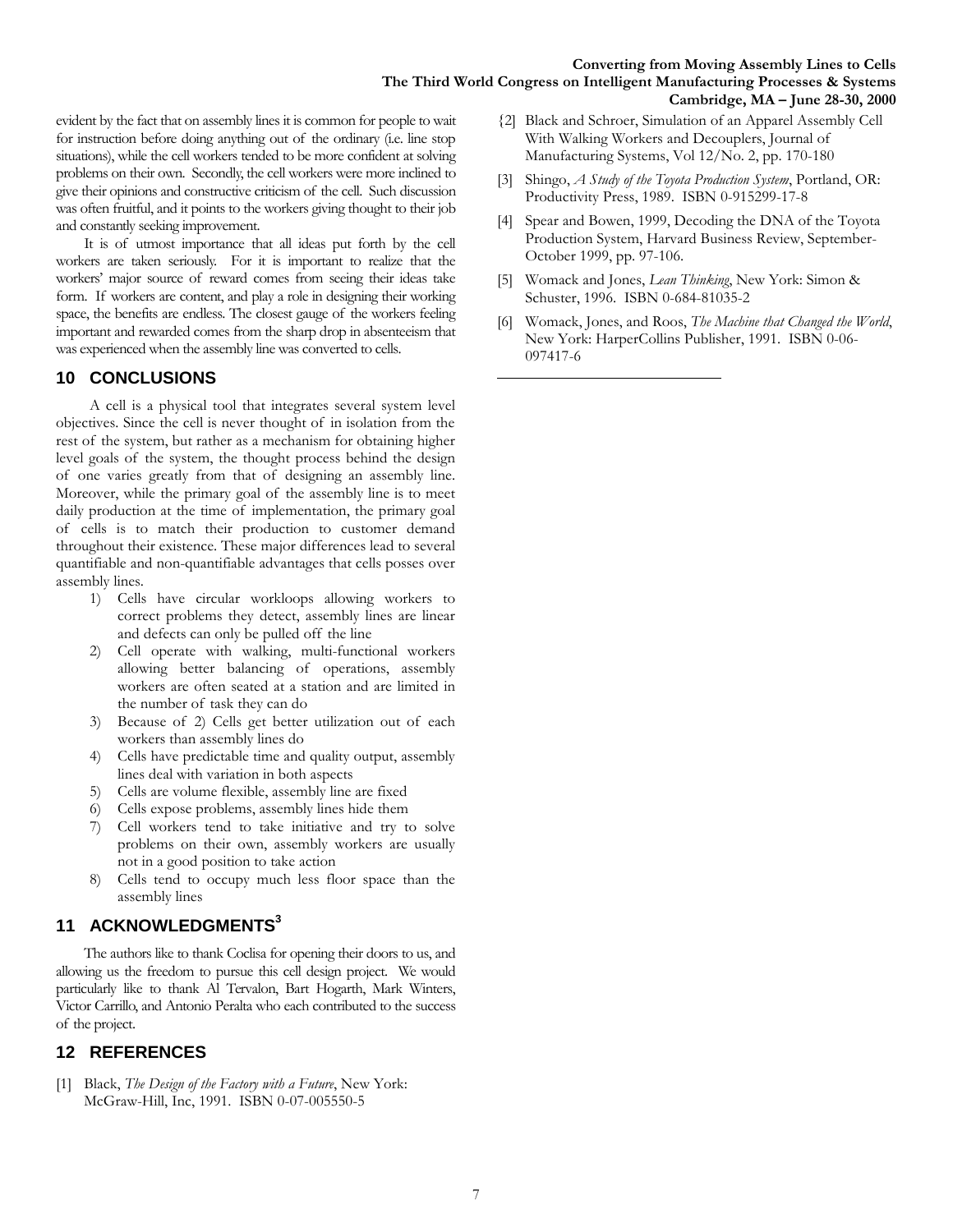evident by the fact that on assembly lines it is common for people to wait for instruction before doing anything out of the ordinary (i.e. line stop situations), while the cell workers tended to be more confident at solving problems on their own. Secondly, the cell workers were more inclined to give their opinions and constructive criticism of the cell. Such discussion was often fruitful, and it points to the workers giving thought to their job and constantly seeking improvement.

It is of utmost importance that all ideas put forth by the cell workers are taken seriously. For it is important to realize that the workers' major source of reward comes from seeing their ideas take form. If workers are content, and play a role in designing their working space, the benefits are endless. The closest gauge of the workers feeling important and rewarded comes from the sharp drop in absenteeism that was experienced when the assembly line was converted to cells.

## 10 CONCLUSIONS

A cell is a physical tool that integrates several system level objectives. Since the cell is never thought of in isolation from the rest of the system, but rather as a mechanism for obtaining higher level goals of the system, the thought process behind the design of one varies greatly from that of designing an assembly line. Moreover, while the primary goal of the assembly line is to meet daily production at the time of implementation, the primary goal of cells is to match their production to customer demand throughout their existence. These major differences lead to several quantifiable and non-quantifiable advantages that cells posses over assembly lines.

1) Cells have circular workloops allowing workers to correct problems they detect, assembly lines are linear and defects can only be pulled off the line
2) Cell operate with walking, multi-functional workers allowing better balancing of operations, assembly workers are often seated at a station and are limited in the number of task they can do
3) Because of 2) Cells get better utilization out of each workers than assembly lines do
4) Cells have predictable time and quality output, assembly lines deal with variation in both aspects
5) Cells are volume flexible, assembly line are fixed
6) Cells expose problems, assembly lines hide them
7) Cell workers tend to take initiative and try to solve problems on their own, assembly workers are usually not in a good position to take action
8) Cells tend to occupy much less floor space than the assembly lines

## 11 ACKNOWLEDGMENTS[3]

The authors like to thank Coclisa for opening their doors to us, and allowing us the freedom to pursue this cell design project. We would particularly like to thank Al Tervalon, Bart Hogarth, Mark Winters, Victor Carrillo, and Antonio Peralta who each contributed to the success of the project.

## 12 REFERENCES

[1] Black, *The Design of the Factory with a Future*, New York: McGraw-Hill, Inc, 1991. ISBN 0-07-005550-5

{2] Black and Schroer, Simulation of an Apparel Assembly Cell With Walking Workers and Decouplers, Journal of Manufacturing Systems, Vol 12/No. 2, pp. 170-180

[3] Shingo, *A Study of the Toyota Production System*, Portland, OR: Productivity Press, 1989. ISBN 0-915299-17-8

[4] Spear and Bowen, 1999, Decoding the DNA of the Toyota Production System, Harvard Business Review, September-October 1999, pp. 97-106.

[5] Womack and Jones, *Lean Thinking*, New York: Simon & Schuster, 1996. ISBN 0-684-81035-2

[6] Womack, Jones, and Roos, *The Machine that Changed the World*, New York: HarperCollins Publisher, 1991. ISBN 0-06-097417-6